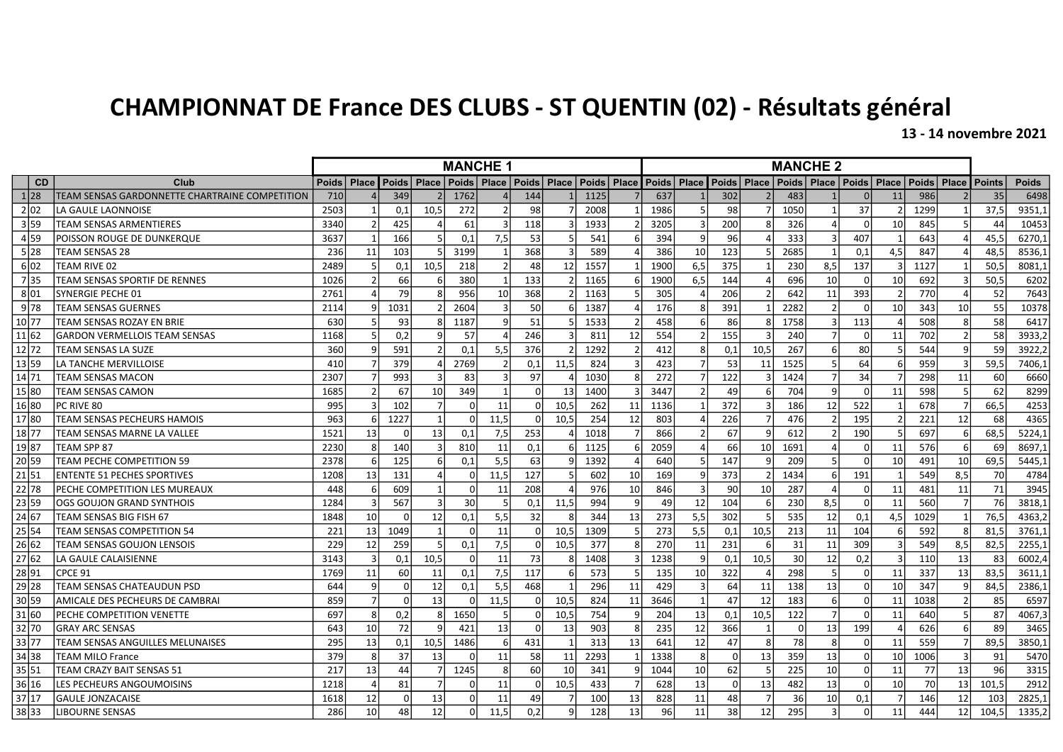# CHAMPIONNAT DE France DES CLUBS - ST QUENTIN (02) - Résultats général

**13 - 14 novembre 2021**

| | | | MANCHE 1 | | | | | | | | | | MANCHE 2 | | | | | | | | | | | |
|---|---|---|---|---|---|---|---|---|---|---|---|---|---|---|---|---|---|---|---|---|---|---|---|---|
| | CD | Club | Poids | Place | Poids | Place | Poids | Place | Poids | Place | Poids | Place | Poids | Place | Poids | Place | Poids | Place | Poids | Place | Poids | Place | Points | Poids |
| 1 | 28 | TEAM SENSAS GARDONNETTE CHARTRAINE COMPETITION | 710 | 4 | 349 | 2 | 1762 | 4 | 144 | 1 | 1125 | 7 | 637 | 1 | 302 | 2 | 483 | 1 | 0 | 11 | 986 | 2 | 35 | 6498 |
| 2 | 02 | LA GAULE LAONNOISE | 2503 | 1 | 0,1 | 10,5 | 272 | 2 | 98 | 7 | 2008 | 1 | 1986 | 5 | 98 | 7 | 1050 | 1 | 37 | 2 | 1299 | 1 | 37,5 | 9351,1 |
| 3 | 59 | TEAM SENSAS ARMENTIERES | 3340 | 2 | 425 | 4 | 61 | 3 | 118 | 3 | 1933 | 2 | 3205 | 3 | 200 | 8 | 326 | 4 | 0 | 10 | 845 | 5 | 44 | 10453 |
| 4 | 59 | POISSON ROUGE DE DUNKERQUE | 3637 | 1 | 166 | 5 | 0,1 | 7,5 | 53 | 5 | 541 | 6 | 394 | 9 | 96 | 4 | 333 | 3 | 407 | 1 | 643 | 4 | 45,5 | 6270,1 |
| 5 | 28 | TEAM SENSAS 28 | 236 | 11 | 103 | 5 | 3199 | 1 | 368 | 3 | 589 | 4 | 386 | 10 | 123 | 5 | 2685 | 1 | 0,1 | 4,5 | 847 | 4 | 48,5 | 8536,1 |
| 6 | 02 | TEAM RIVE 02 | 2489 | 5 | 0,1 | 10,5 | 218 | 2 | 48 | 12 | 1557 | 1 | 1900 | 6,5 | 375 | 1 | 230 | 8,5 | 137 | 3 | 1127 | 1 | 50,5 | 8081,1 |
| 7 | 35 | TEAM SENSAS SPORTIF DE RENNES | 1026 | 2 | 66 | 6 | 380 | 1 | 133 | 2 | 1165 | 6 | 1900 | 6,5 | 144 | 4 | 696 | 10 | 0 | 10 | 692 | 3 | 50,5 | 6202 |
| 8 | 01 | SYNERGIE PECHE 01 | 2761 | 4 | 79 | 8 | 956 | 10 | 368 | 2 | 1163 | 5 | 305 | 4 | 206 | 2 | 642 | 11 | 393 | 2 | 770 | 4 | 52 | 7643 |
| 9 | 78 | TEAM SENSAS GUERNES | 2114 | 9 | 1031 | 2 | 2604 | 3 | 50 | 6 | 1387 | 4 | 176 | 8 | 391 | 1 | 2282 | 2 | 0 | 10 | 343 | 10 | 55 | 10378 |
| 10 | 77 | TEAM SENSAS ROZAY EN BRIE | 630 | 5 | 93 | 8 | 1187 | 9 | 51 | 5 | 1533 | 2 | 458 | 6 | 86 | 8 | 1758 | 3 | 113 | 4 | 508 | 8 | 58 | 6417 |
| 11 | 62 | GARDON VERMELLOIS TEAM SENSAS | 1168 | 5 | 0,2 | 9 | 57 | 4 | 246 | 3 | 811 | 12 | 554 | 2 | 155 | 3 | 240 | 7 | 0 | 11 | 702 | 2 | 58 | 3933,2 |
| 12 | 72 | TEAM SENSAS LA SUZE | 360 | 9 | 591 | 2 | 0,1 | 5,5 | 376 | 2 | 1292 | 2 | 412 | 8 | 0,1 | 10,5 | 267 | 6 | 80 | 5 | 544 | 9 | 59 | 3922,2 |
| 13 | 59 | LA TANCHE MERVILLOISE | 410 | 7 | 379 | 4 | 2769 | 2 | 0,1 | 11,5 | 824 | 3 | 423 | 7 | 53 | 11 | 1525 | 5 | 64 | 6 | 959 | 3 | 59,5 | 7406,1 |
| 14 | 71 | TEAM SENSAS MACON | 2307 | 7 | 993 | 3 | 83 | 3 | 97 | 4 | 1030 | 8 | 272 | 7 | 122 | 3 | 1424 | 7 | 34 | 7 | 298 | 11 | 60 | 6660 |
| 15 | 80 | TEAM SENSAS CAMON | 1685 | 2 | 67 | 10 | 349 | 1 | 0 | 13 | 1400 | 3 | 3447 | 2 | 49 | 6 | 704 | 9 | 0 | 11 | 598 | 5 | 62 | 8299 |
| 16 | 80 | PC RIVE 80 | 995 | 3 | 102 | 7 | 0 | 11 | 0 | 10,5 | 262 | 11 | 1136 | 1 | 372 | 3 | 186 | 12 | 522 | 1 | 678 | 7 | 66,5 | 4253 |
| 17 | 80 | TEAM SENSAS PECHEURS HAMOIS | 963 | 6 | 1227 | 1 | 0 | 11,5 | 0 | 10,5 | 254 | 12 | 803 | 4 | 226 | 7 | 476 | 2 | 195 | 2 | 221 | 12 | 68 | 4365 |
| 18 | 77 | TEAM SENSAS MARNE LA VALLEE | 1521 | 13 | 0 | 13 | 0,1 | 7,5 | 253 | 4 | 1018 | 7 | 866 | 2 | 67 | 9 | 612 | 2 | 190 | 5 | 697 | 6 | 68,5 | 5224,1 |
| 19 | 87 | TEAM SPP 87 | 2230 | 8 | 140 | 3 | 810 | 11 | 0,1 | 6 | 1125 | 6 | 2059 | 4 | 66 | 10 | 1691 | 4 | 0 | 11 | 576 | 6 | 69 | 8697,1 |
| 20 | 59 | TEAM PECHE COMPETITION 59 | 2378 | 6 | 125 | 6 | 0,1 | 5,5 | 63 | 9 | 1392 | 4 | 640 | 5 | 147 | 9 | 209 | 5 | 0 | 10 | 491 | 10 | 69,5 | 5445,1 |
| 21 | 51 | ENTENTE 51 PECHES SPORTIVES | 1208 | 13 | 131 | 4 | 0 | 11,5 | 127 | 5 | 602 | 10 | 169 | 9 | 373 | 2 | 1434 | 6 | 191 | 1 | 549 | 8,5 | 70 | 4784 |
| 22 | 78 | PECHE COMPETITION LES MUREAUX | 448 | 6 | 609 | 1 | 0 | 11 | 208 | 4 | 976 | 10 | 846 | 3 | 90 | 10 | 287 | 4 | 0 | 11 | 481 | 11 | 71 | 3945 |
| 23 | 59 | OGS GOUJON GRAND SYNTHOIS | 1284 | 3 | 567 | 3 | 30 | 5 | 0,1 | 11,5 | 994 | 9 | 49 | 12 | 104 | 6 | 230 | 8,5 | 0 | 11 | 560 | 7 | 76 | 3818,1 |
| 24 | 67 | TEAM SENSAS BIG FISH 67 | 1848 | 10 | 0 | 12 | 0,1 | 5,5 | 32 | 8 | 344 | 13 | 273 | 5,5 | 302 | 5 | 535 | 12 | 0,1 | 4,5 | 1029 | 1 | 76,5 | 4363,2 |
| 25 | 54 | TEAM SENSAS COMPETITION 54 | 221 | 13 | 1049 | 1 | 0 | 11 | 0 | 10,5 | 1309 | 5 | 273 | 5,5 | 0,1 | 10,5 | 213 | 11 | 104 | 6 | 592 | 8 | 81,5 | 3761,1 |
| 26 | 62 | TEAM SENSAS GOUJON LENSOIS | 229 | 12 | 259 | 5 | 0,1 | 7,5 | 0 | 10,5 | 377 | 8 | 270 | 11 | 231 | 6 | 31 | 11 | 309 | 3 | 549 | 8,5 | 82,5 | 2255,1 |
| 27 | 62 | LA GAULE CALAISIENNE | 3143 | 3 | 0,1 | 10,5 | 0 | 11 | 73 | 8 | 1408 | 3 | 1238 | 9 | 0,1 | 10,5 | 30 | 12 | 0,2 | 3 | 110 | 13 | 83 | 6002,4 |
| 28 | 91 | CPCE 91 | 1769 | 11 | 60 | 11 | 0,1 | 7,5 | 117 | 6 | 573 | 5 | 135 | 10 | 322 | 4 | 298 | 5 | 0 | 11 | 337 | 13 | 83,5 | 3611,1 |
| 29 | 28 | TEAM SENSAS CHATEAUDUN PSD | 644 | 9 | 0 | 12 | 0,1 | 5,5 | 468 | 1 | 296 | 11 | 429 | 3 | 64 | 11 | 138 | 13 | 0 | 10 | 347 | 9 | 84,5 | 2386,1 |
| 30 | 59 | AMICALE DES PECHEURS DE CAMBRAI | 859 | 7 | 0 | 13 | 0 | 11,5 | 0 | 10,5 | 824 | 11 | 3646 | 1 | 47 | 12 | 183 | 6 | 0 | 11 | 1038 | 2 | 85 | 6597 |
| 31 | 60 | PECHE COMPETITION VENETTE | 697 | 8 | 0,2 | 8 | 1650 | 5 | 0 | 10,5 | 754 | 9 | 204 | 13 | 0,1 | 10,5 | 122 | 7 | 0 | 11 | 640 | 5 | 87 | 4067,3 |
| 32 | 70 | GRAY ARC SENSAS | 643 | 10 | 72 | 9 | 421 | 13 | 0 | 13 | 903 | 8 | 235 | 12 | 366 | 1 | 0 | 13 | 199 | 4 | 626 | 6 | 89 | 3465 |
| 33 | 77 | TEAM SENSAS ANGUILLES MELUNAISES | 295 | 13 | 0,1 | 10,5 | 1486 | 6 | 431 | 1 | 313 | 13 | 641 | 12 | 47 | 8 | 78 | 8 | 0 | 11 | 559 | 7 | 89,5 | 3850,1 |
| 34 | 38 | TEAM MILO France | 379 | 8 | 37 | 13 | 0 | 11 | 58 | 11 | 2293 | 1 | 1338 | 8 | 0 | 13 | 359 | 13 | 0 | 10 | 1006 | 3 | 91 | 5470 |
| 35 | 51 | TEAM CRAZY BAIT SENSAS 51 | 217 | 13 | 44 | 7 | 1245 | 8 | 60 | 10 | 341 | 9 | 1044 | 10 | 62 | 5 | 225 | 10 | 0 | 11 | 77 | 13 | 96 | 3315 |
| 36 | 16 | LES PECHEURS ANGOUMOISINS | 1218 | 4 | 81 | 7 | 0 | 11 | 0 | 10,5 | 433 | 7 | 628 | 13 | 0 | 13 | 482 | 13 | 0 | 10 | 70 | 13 | 101,5 | 2912 |
| 37 | 17 | GAULE JONZACAISE | 1618 | 12 | 0 | 13 | 0 | 11 | 49 | 7 | 100 | 13 | 828 | 11 | 48 | 7 | 36 | 10 | 0,1 | 7 | 146 | 12 | 103 | 2825,1 |
| 38 | 33 | LIBOURNE SENSAS | 286 | 10 | 48 | 12 | 0 | 11,5 | 0,2 | 9 | 128 | 13 | 96 | 11 | 38 | 12 | 295 | 3 | 0 | 11 | 444 | 12 | 104,5 | 1335,2 |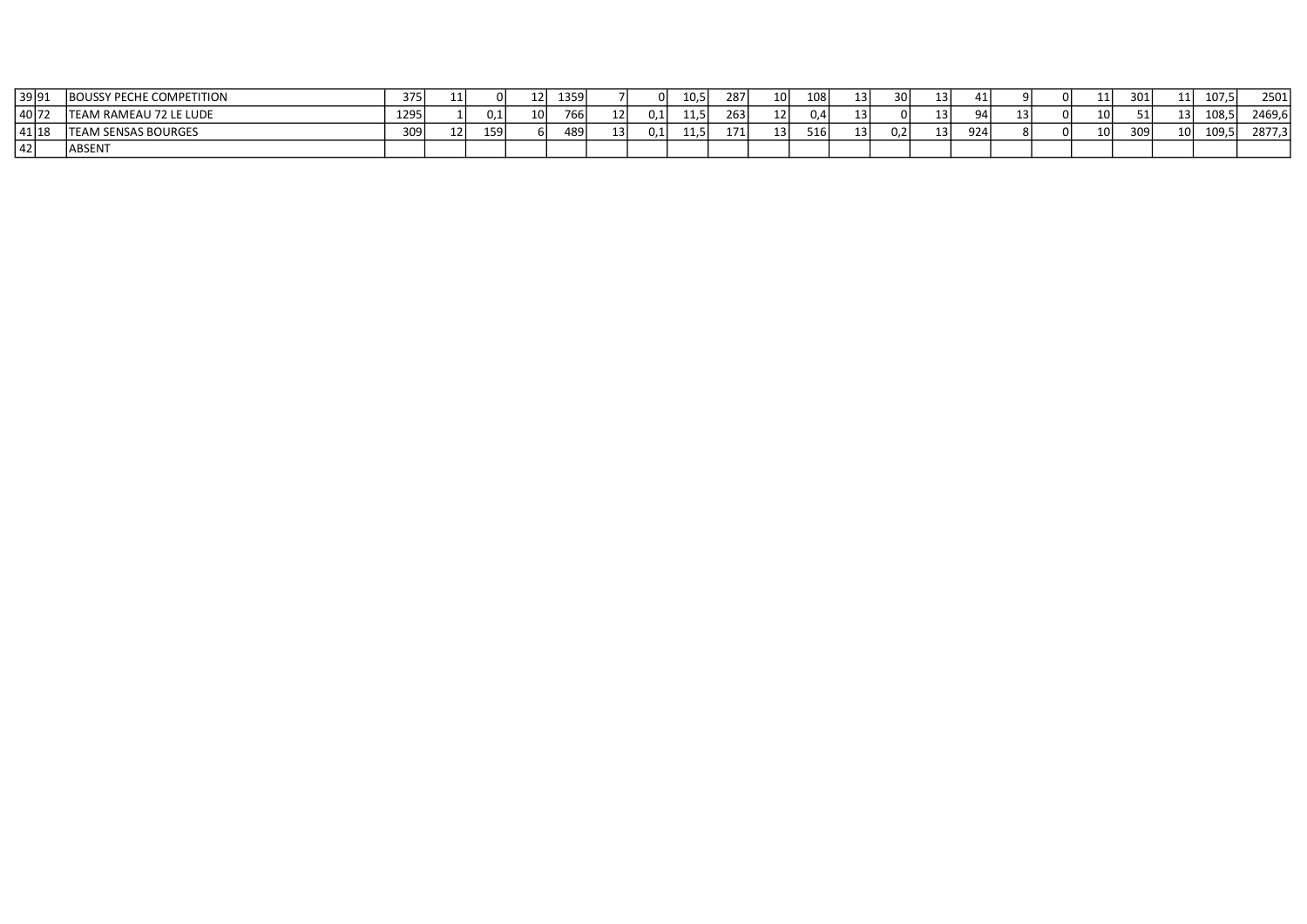| | | | | | | | | | | | | | | | | | | | | | | | | | | | |
|---|---|---|---|---|---|---|---|---|---|---|---|---|---|---|---|---|---|---|---|---|---|---|---|---|---|---|---|
| 39 | 91 | BOUSSY PECHE COMPETITION | 375 | 11 | 0 | 12 | 1359 | 7 | 0 | 10,5 | 287 | 10 | 108 | 13 | 30 | 13 | 41 | 9 | 0 | 11 | 301 | 11 | 107,5 | 2501 |
| 40 | 72 | TEAM RAMEAU 72 LE LUDE | 1295 | 1 | 0,1 | 10 | 766 | 12 | 0,1 | 11,5 | 263 | 12 | 0,4 | 13 | 0 | 13 | 94 | 13 | 0 | 10 | 51 | 13 | 108,5 | 2469,6 |
| 41 | 18 | TEAM SENSAS BOURGES | 309 | 12 | 159 | 6 | 489 | 13 | 0,1 | 11,5 | 171 | 13 | 516 | 13 | 0,2 | 13 | 924 | 8 | 0 | 10 | 309 | 10 | 109,5 | 2877,3 |
| 42 | | ABSENT | | | | | | | | | | | | | | | | | | | | | | |